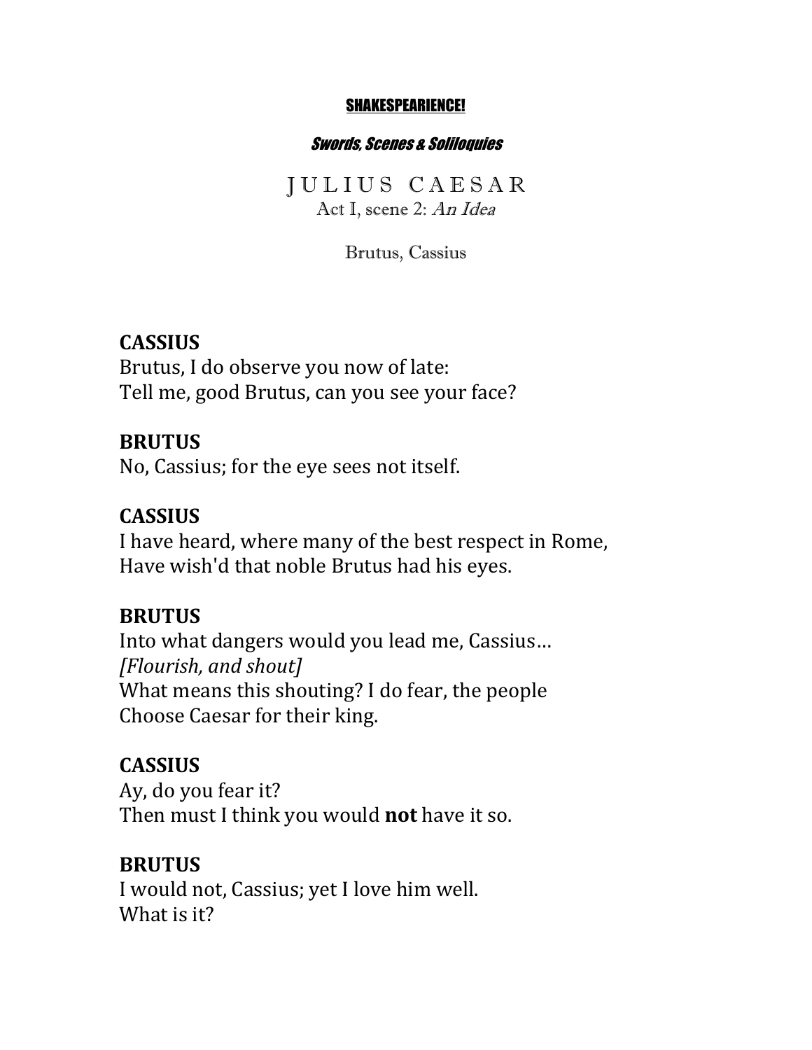<u>**SHAKESPEARIENCE!**</u>

***Swords, Scenes & Soliloquies***

# JULIUS CAESAR

Act I, scene 2: *An Idea*

Brutus, Cassius

**CASSIUS**
Brutus, I do observe you now of late:
Tell me, good Brutus, can you see your face?

**BRUTUS**
No, Cassius; for the eye sees not itself.

**CASSIUS**
I have heard, where many of the best respect in Rome,
Have wish'd that noble Brutus had his eyes.

**BRUTUS**
Into what dangers would you lead me, Cassius…
*[Flourish, and shout]*
What means this shouting? I do fear, the people
Choose Caesar for their king.

**CASSIUS**
Ay, do you fear it?
Then must I think you would **not** have it so.

**BRUTUS**
I would not, Cassius; yet I love him well.
What is it?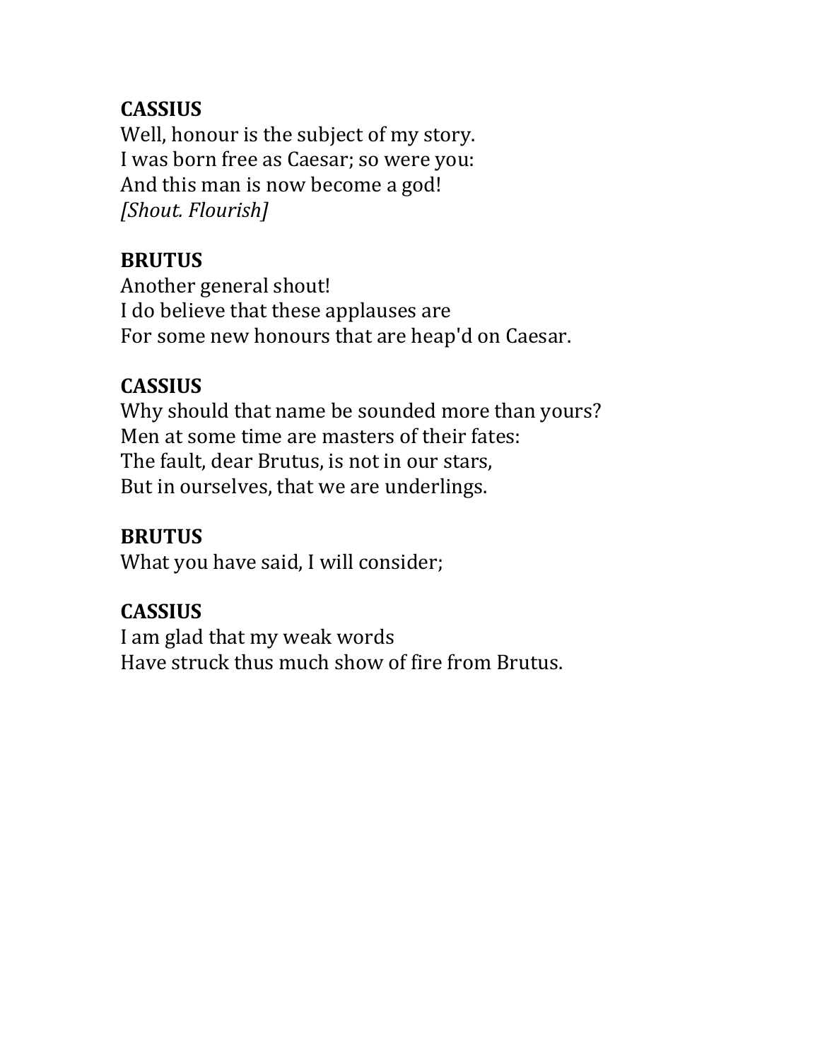**CASSIUS**
Well, honour is the subject of my story.
I was born free as Caesar; so were you:
And this man is now become a god!
*[Shout. Flourish]*

**BRUTUS**
Another general shout!
I do believe that these applauses are
For some new honours that are heap'd on Caesar.

**CASSIUS**
Why should that name be sounded more than yours?
Men at some time are masters of their fates:
The fault, dear Brutus, is not in our stars,
But in ourselves, that we are underlings.

**BRUTUS**
What you have said, I will consider;

**CASSIUS**
I am glad that my weak words
Have struck thus much show of fire from Brutus.